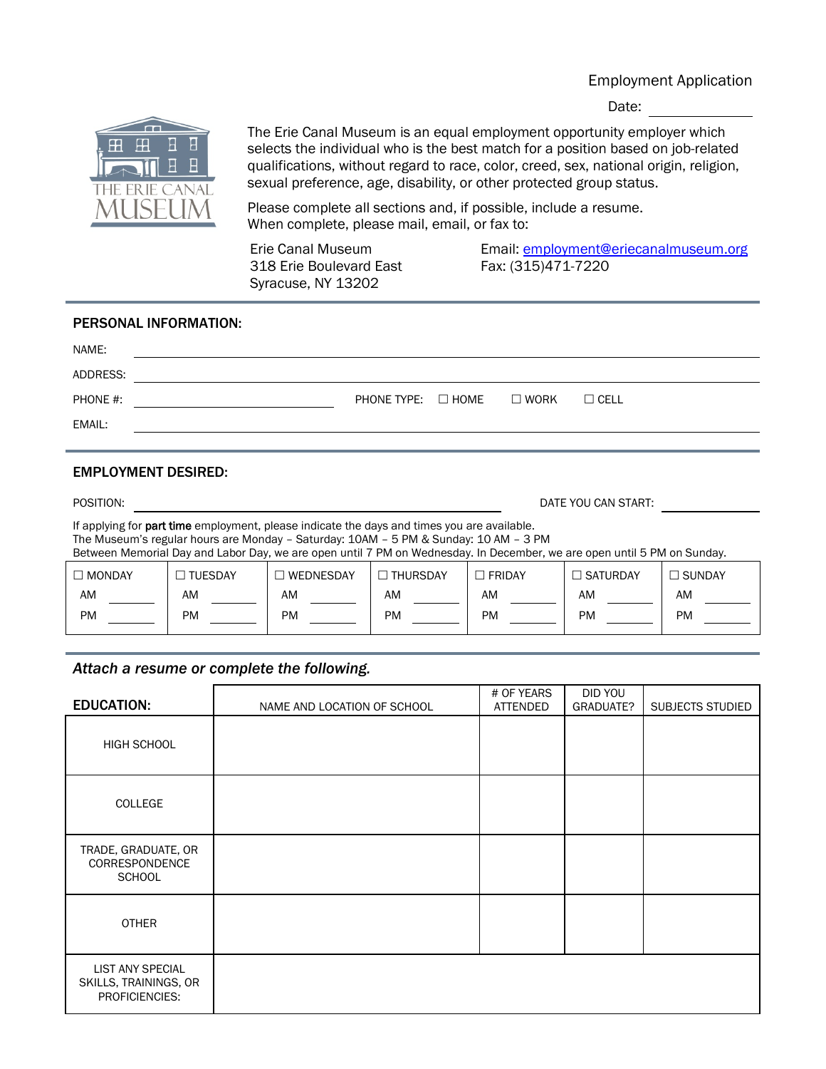Employment Application

Date: ______________

The Erie Canal Museum is an equal employment opportunity employer which selects the individual who is the best match for a position based on job-related qualifications, without regard to race, color, creed, sex, national origin, religion, sexual preference, age, disability, or other protected group status.

Please complete all sections and, if possible, include a resume.
When complete, please mail, email, or fax to:

Erie Canal Museum
318 Erie Boulevard East
Syracuse, NY 13202

Email: employment@eriecanalmuseum.org
Fax: (315)471-7220

## PERSONAL INFORMATION:

NAME: ______________________________

ADDRESS: ______________________________

PHONE #: ______________ PHONE TYPE: ☐ HOME ☐ WORK ☐ CELL

EMAIL: ______________________________

## EMPLOYMENT DESIRED:

POSITION: ______________________________ DATE YOU CAN START: ______________

If applying for **part time** employment, please indicate the days and times you are available.
The Museum's regular hours are Monday – Saturday: 10AM – 5 PM & Sunday: 10 AM – 3 PM
Between Memorial Day and Labor Day, we are open until 7 PM on Wednesday. In December, we are open until 5 PM on Sunday.

| ☐ MONDAY | ☐ TUESDAY | ☐ WEDNESDAY | ☐ THURSDAY | ☐ FRIDAY | ☐ SATURDAY | ☐ SUNDAY |
|---|---|---|---|---|---|---|
| AM ______ | AM ______ | AM ______ | AM ______ | AM ______ | AM ______ | AM ______ |
| PM ______ | PM ______ | PM ______ | PM ______ | PM ______ | PM ______ | PM ______ |

### *Attach a resume or complete the following.*

| EDUCATION: | NAME AND LOCATION OF SCHOOL | # OF YEARS ATTENDED | DID YOU GRADUATE? | SUBJECTS STUDIED |
|---|---|---|---|---|
| HIGH SCHOOL | | | | |
| COLLEGE | | | | |
| TRADE, GRADUATE, OR CORRESPONDENCE SCHOOL | | | | |
| OTHER | | | | |
| LIST ANY SPECIAL SKILLS, TRAININGS, OR PROFICIENCIES: | | | | |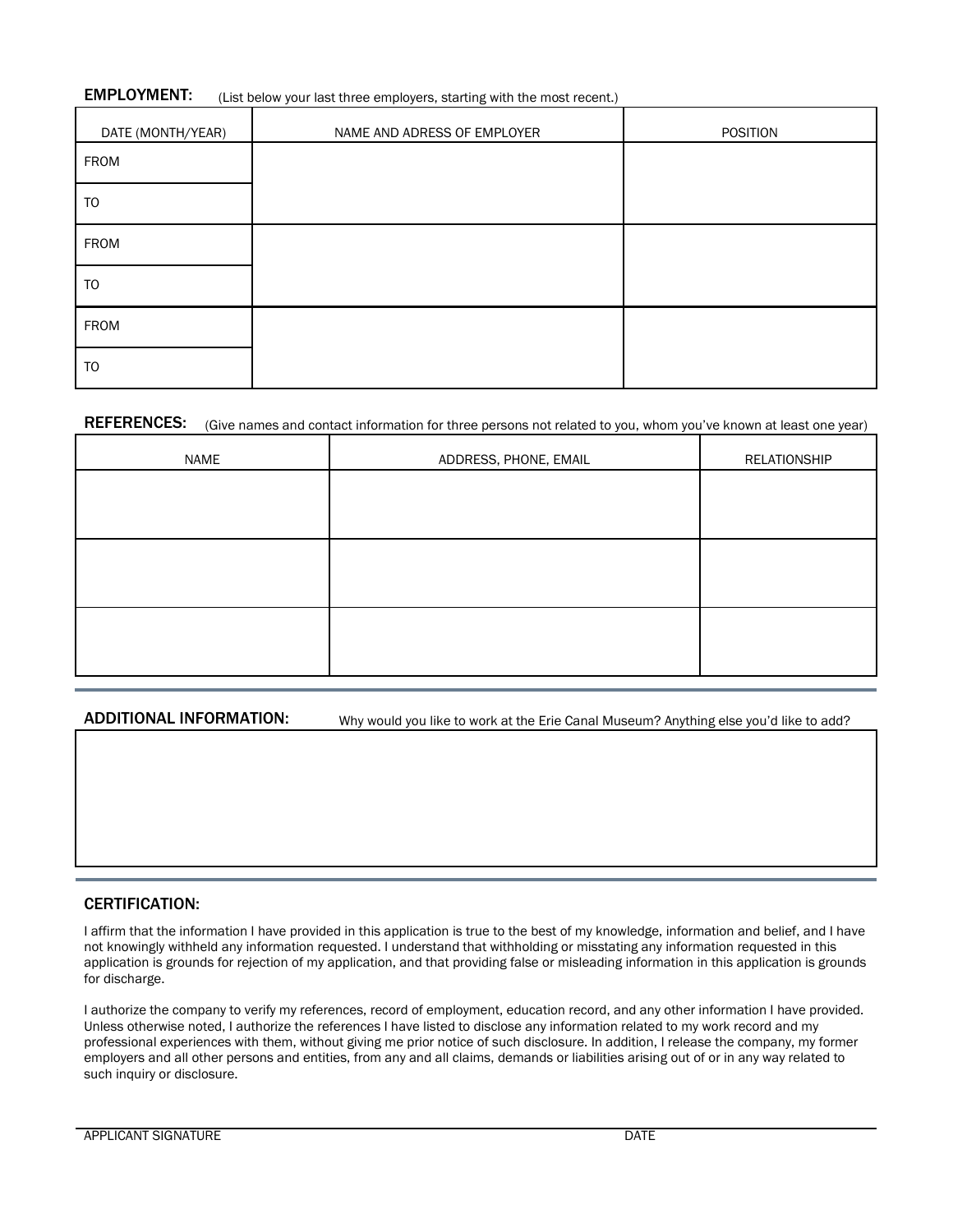**EMPLOYMENT:** (List below your last three employers, starting with the most recent.)

| DATE (MONTH/YEAR) | NAME AND ADRESS OF EMPLOYER | POSITION |
|---|---|---|
| FROM | | |
| TO | | |
| FROM | | |
| TO | | |
| FROM | | |
| TO | | |

**REFERENCES:** (Give names and contact information for three persons not related to you, whom you've known at least one year)

| NAME | ADDRESS, PHONE, EMAIL | RELATIONSHIP |
|---|---|---|
| | | |
| | | |
| | | |

**ADDITIONAL INFORMATION:** Why would you like to work at the Erie Canal Museum? Anything else you'd like to add?

| |
|---|
| |

**CERTIFICATION:**

I affirm that the information I have provided in this application is true to the best of my knowledge, information and belief, and I have not knowingly withheld any information requested. I understand that withholding or misstating any information requested in this application is grounds for rejection of my application, and that providing false or misleading information in this application is grounds for discharge.

I authorize the company to verify my references, record of employment, education record, and any other information I have provided. Unless otherwise noted, I authorize the references I have listed to disclose any information related to my work record and my professional experiences with them, without giving me prior notice of such disclosure. In addition, I release the company, my former employers and all other persons and entities, from any and all claims, demands or liabilities arising out of or in any way related to such inquiry or disclosure.

APPLICANT SIGNATURE DATE